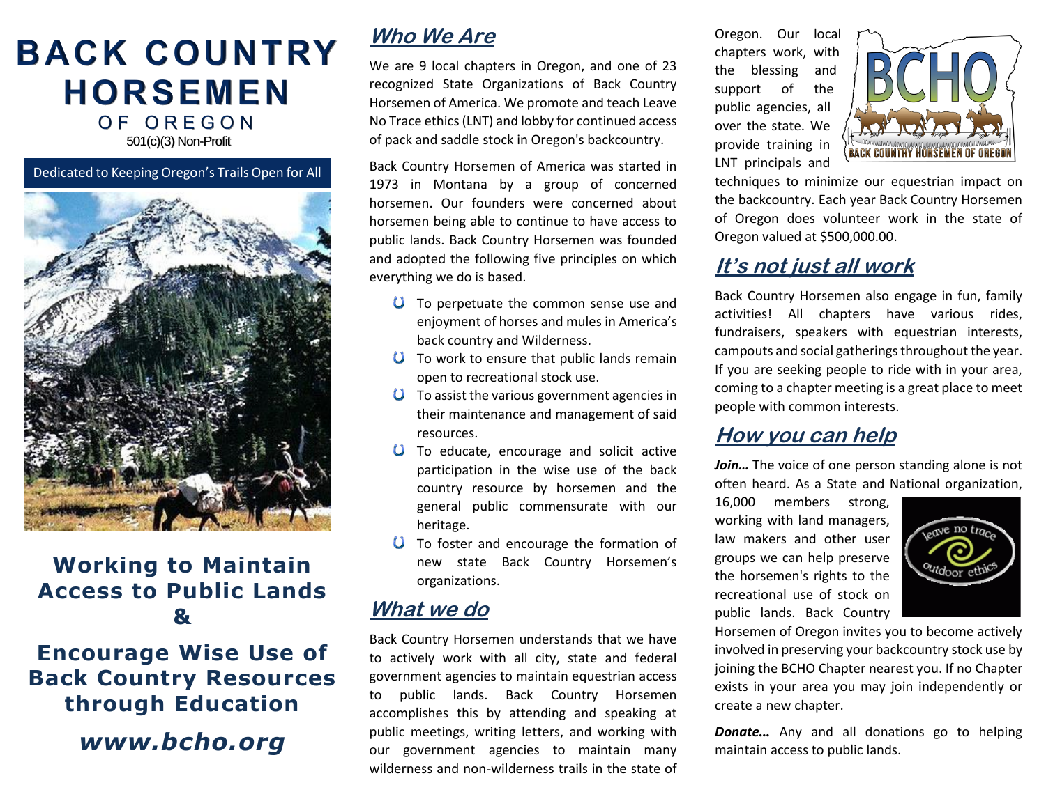# BACK COUNTRY HORSEMEN

OF OREGON

501(c)(3) Non-Profit

Dedicated to Keeping Oregon's Trails Open for All

## Working to Maintain Access to Public Lands &

## Encourage Wise Use of Back Country Resources through Education

***www.bcho.org***

## *Who We Are*

We are 9 local chapters in Oregon, and one of 23 recognized State Organizations of Back Country Horsemen of America. We promote and teach Leave No Trace ethics (LNT) and lobby for continued access of pack and saddle stock in Oregon's backcountry.

Back Country Horsemen of America was started in 1973 in Montana by a group of concerned horsemen. Our founders were concerned about horsemen being able to continue to have access to public lands. Back Country Horsemen was founded and adopted the following five principles on which everything we do is based.

- To perpetuate the common sense use and enjoyment of horses and mules in America's back country and Wilderness.
- To work to ensure that public lands remain open to recreational stock use.
- To assist the various government agencies in their maintenance and management of said resources.
- To educate, encourage and solicit active participation in the wise use of the back country resource by horsemen and the general public commensurate with our heritage.
- To foster and encourage the formation of new state Back Country Horsemen's organizations.

## *What we do*

Back Country Horsemen understands that we have to actively work with all city, state and federal government agencies to maintain equestrian access to public lands. Back Country Horsemen accomplishes this by attending and speaking at public meetings, writing letters, and working with our government agencies to maintain many wilderness and non-wilderness trails in the state of Oregon. Our local chapters work, with the blessing and support of the public agencies, all over the state. We provide training in LNT principals and techniques to minimize our equestrian impact on the backcountry. Each year Back Country Horsemen of Oregon does volunteer work in the state of Oregon valued at $500,000.00.

## *It's not just all work*

Back Country Horsemen also engage in fun, family activities! All chapters have various rides, fundraisers, speakers with equestrian interests, campouts and social gatherings throughout the year. If you are seeking people to ride with in your area, coming to a chapter meeting is a great place to meet people with common interests.

## *How you can help*

***Join…*** The voice of one person standing alone is not often heard. As a State and National organization, 16,000 members strong, working with land managers, law makers and other user groups we can help preserve the horsemen's rights to the recreational use of stock on public lands. Back Country Horsemen of Oregon invites you to become actively involved in preserving your backcountry stock use by joining the BCHO Chapter nearest you. If no Chapter exists in your area you may join independently or create a new chapter.

***Donate…*** Any and all donations go to helping maintain access to public lands.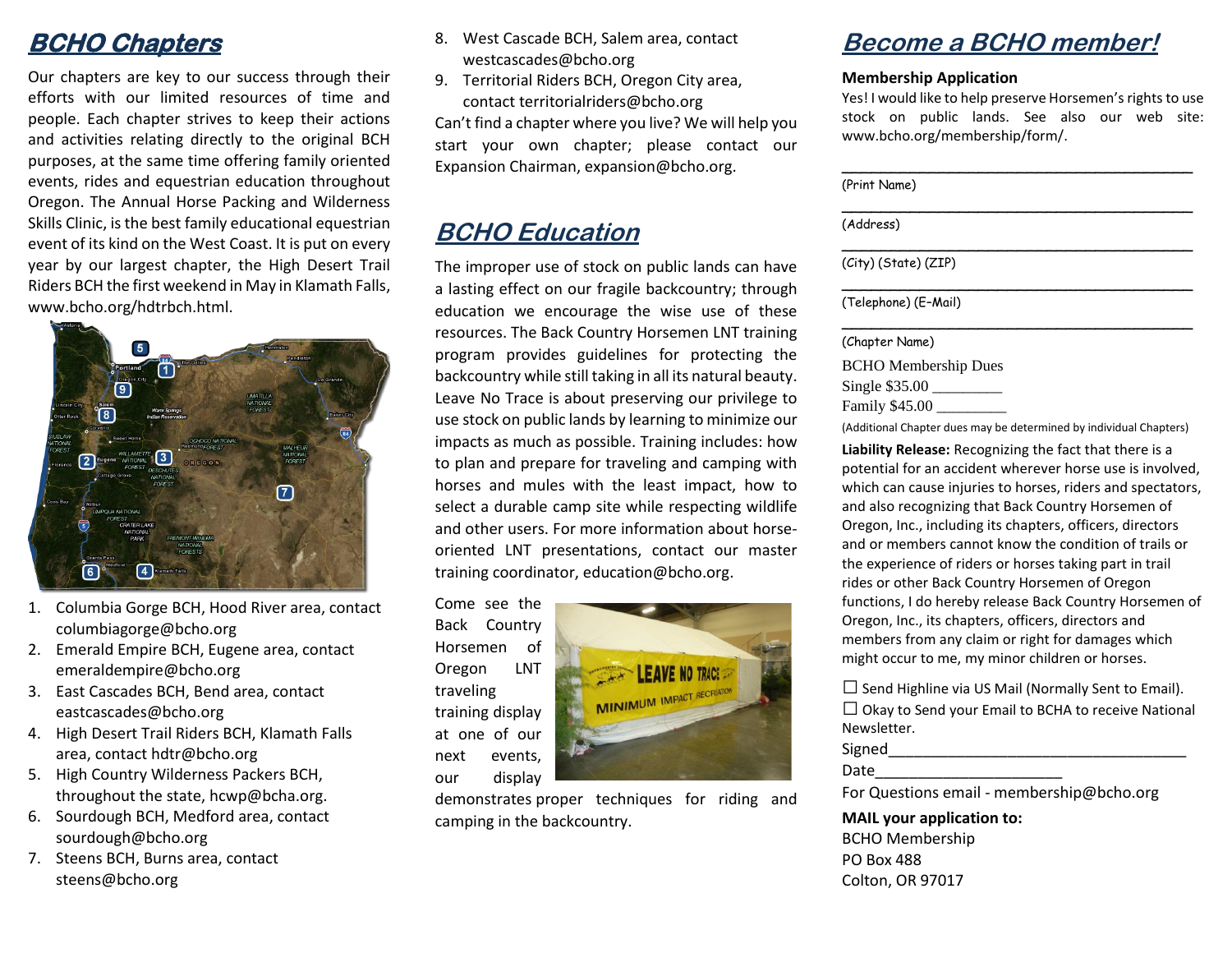## BCHO Chapters

Our chapters are key to our success through their efforts with our limited resources of time and people. Each chapter strives to keep their actions and activities relating directly to the original BCH purposes, at the same time offering family oriented events, rides and equestrian education throughout Oregon. The Annual Horse Packing and Wilderness Skills Clinic, is the best family educational equestrian event of its kind on the West Coast. It is put on every year by our largest chapter, the High Desert Trail Riders BCH the first weekend in May in Klamath Falls, www.bcho.org/hdtrbch.html.

1. Columbia Gorge BCH, Hood River area, contact columbiagorge@bcho.org
2. Emerald Empire BCH, Eugene area, contact emeraldempire@bcho.org
3. East Cascades BCH, Bend area, contact eastcascades@bcho.org
4. High Desert Trail Riders BCH, Klamath Falls area, contact hdtr@bcho.org
5. High Country Wilderness Packers BCH, throughout the state, hcwp@bcha.org.
6. Sourdough BCH, Medford area, contact sourdough@bcho.org
7. Steens BCH, Burns area, contact steens@bcho.org
8. West Cascade BCH, Salem area, contact westcascades@bcho.org
9. Territorial Riders BCH, Oregon City area, contact territorialriders@bcho.org

Can't find a chapter where you live? We will help you start your own chapter; please contact our Expansion Chairman, expansion@bcho.org.

## BCHO Education

The improper use of stock on public lands can have a lasting effect on our fragile backcountry; through education we encourage the wise use of these resources. The Back Country Horsemen LNT training program provides guidelines for protecting the backcountry while still taking in all its natural beauty. Leave No Trace is about preserving our privilege to use stock on public lands by learning to minimize our impacts as much as possible. Training includes: how to plan and prepare for traveling and camping with horses and mules with the least impact, how to select a durable camp site while respecting wildlife and other users. For more information about horse-oriented LNT presentations, contact our master training coordinator, education@bcho.org.

Come see the Back Country Horsemen of Oregon LNT traveling training display at one of our next events, our display demonstrates proper techniques for riding and camping in the backcountry.

## Become a BCHO member!

**Membership Application**

Yes! I would like to help preserve Horsemen's rights to use stock on public lands. See also our web site: www.bcho.org/membership/form/.

___________________________________________
(Print Name)

___________________________________________
(Address)

___________________________________________
(City) (State) (ZIP)

___________________________________________
(Telephone) (E-Mail)

___________________________________________
(Chapter Name)

BCHO Membership Dues
Single $35.00 _________
Family $45.00 _________

(Additional Chapter dues may be determined by individual Chapters)

**Liability Release:** Recognizing the fact that there is a potential for an accident wherever horse use is involved, which can cause injuries to horses, riders and spectators, and also recognizing that Back Country Horsemen of Oregon, Inc., including its chapters, officers, directors and or members cannot know the condition of trails or the experience of riders or horses taking part in trail rides or other Back Country Horsemen of Oregon functions, I do hereby release Back Country Horsemen of Oregon, Inc., its chapters, officers, directors and members from any claim or right for damages which might occur to me, my minor children or horses.

☐ Send Highline via US Mail (Normally Sent to Email).
☐ Okay to Send your Email to BCHA to receive National Newsletter.

Signed_____________________________________
Date______________________

For Questions email - membership@bcho.org

**MAIL your application to:**
BCHO Membership
PO Box 488
Colton, OR 97017